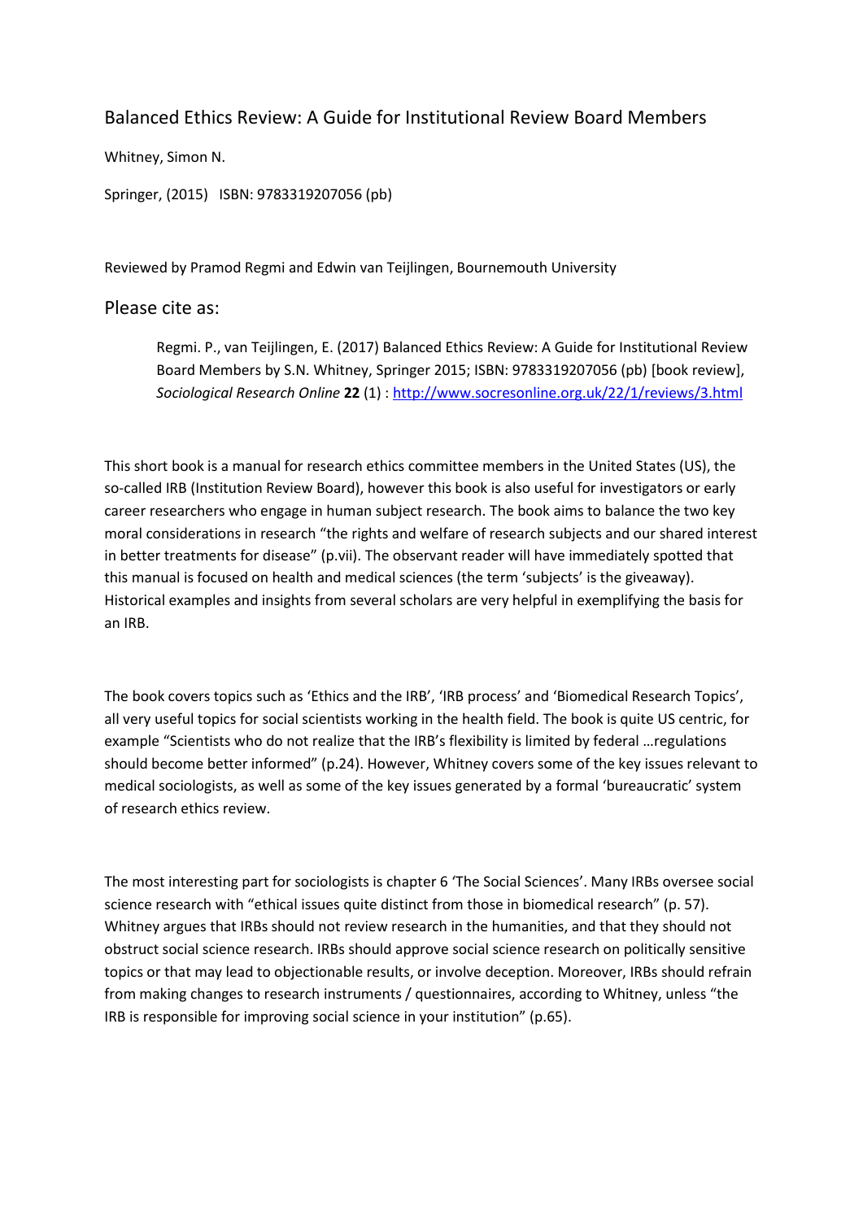# Balanced Ethics Review: A Guide for Institutional Review Board Members

Whitney, Simon N.

Springer, (2015) ISBN: 9783319207056 (pb)

Reviewed by Pramod Regmi and Edwin van Teijlingen, Bournemouth University

## Please cite as:

> Regmi. P., van Teijlingen, E. (2017) Balanced Ethics Review: A Guide for Institutional Review Board Members by S.N. Whitney, Springer 2015; ISBN: 9783319207056 (pb) [book review], *Sociological Research Online* **22** (1) : http://www.socresonline.org.uk/22/1/reviews/3.html

This short book is a manual for research ethics committee members in the United States (US), the so-called IRB (Institution Review Board), however this book is also useful for investigators or early career researchers who engage in human subject research. The book aims to balance the two key moral considerations in research "the rights and welfare of research subjects and our shared interest in better treatments for disease" (p.vii). The observant reader will have immediately spotted that this manual is focused on health and medical sciences (the term 'subjects' is the giveaway). Historical examples and insights from several scholars are very helpful in exemplifying the basis for an IRB.

The book covers topics such as 'Ethics and the IRB', 'IRB process' and 'Biomedical Research Topics', all very useful topics for social scientists working in the health field. The book is quite US centric, for example "Scientists who do not realize that the IRB's flexibility is limited by federal …regulations should become better informed" (p.24). However, Whitney covers some of the key issues relevant to medical sociologists, as well as some of the key issues generated by a formal 'bureaucratic' system of research ethics review.

The most interesting part for sociologists is chapter 6 'The Social Sciences'. Many IRBs oversee social science research with "ethical issues quite distinct from those in biomedical research" (p. 57). Whitney argues that IRBs should not review research in the humanities, and that they should not obstruct social science research. IRBs should approve social science research on politically sensitive topics or that may lead to objectionable results, or involve deception. Moreover, IRBs should refrain from making changes to research instruments / questionnaires, according to Whitney, unless "the IRB is responsible for improving social science in your institution" (p.65).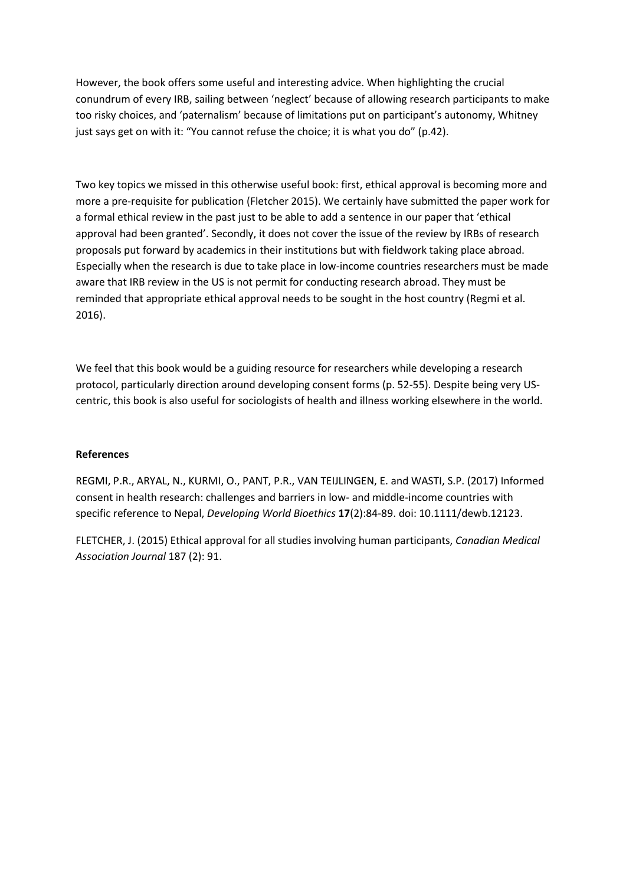However, the book offers some useful and interesting advice. When highlighting the crucial conundrum of every IRB, sailing between 'neglect' because of allowing research participants to make too risky choices, and 'paternalism' because of limitations put on participant's autonomy, Whitney just says get on with it: "You cannot refuse the choice; it is what you do" (p.42).

Two key topics we missed in this otherwise useful book: first, ethical approval is becoming more and more a pre-requisite for publication (Fletcher 2015). We certainly have submitted the paper work for a formal ethical review in the past just to be able to add a sentence in our paper that 'ethical approval had been granted'. Secondly, it does not cover the issue of the review by IRBs of research proposals put forward by academics in their institutions but with fieldwork taking place abroad. Especially when the research is due to take place in low-income countries researchers must be made aware that IRB review in the US is not permit for conducting research abroad. They must be reminded that appropriate ethical approval needs to be sought in the host country (Regmi et al. 2016).

We feel that this book would be a guiding resource for researchers while developing a research protocol, particularly direction around developing consent forms (p. 52-55). Despite being very US-centric, this book is also useful for sociologists of health and illness working elsewhere in the world.

**References**

REGMI, P.R., ARYAL, N., KURMI, O., PANT, P.R., VAN TEIJLINGEN, E. and WASTI, S.P. (2017) Informed consent in health research: challenges and barriers in low- and middle-income countries with specific reference to Nepal, *Developing World Bioethics* **17**(2):84-89. doi: 10.1111/dewb.12123.

FLETCHER, J. (2015) Ethical approval for all studies involving human participants, *Canadian Medical Association Journal* 187 (2): 91.